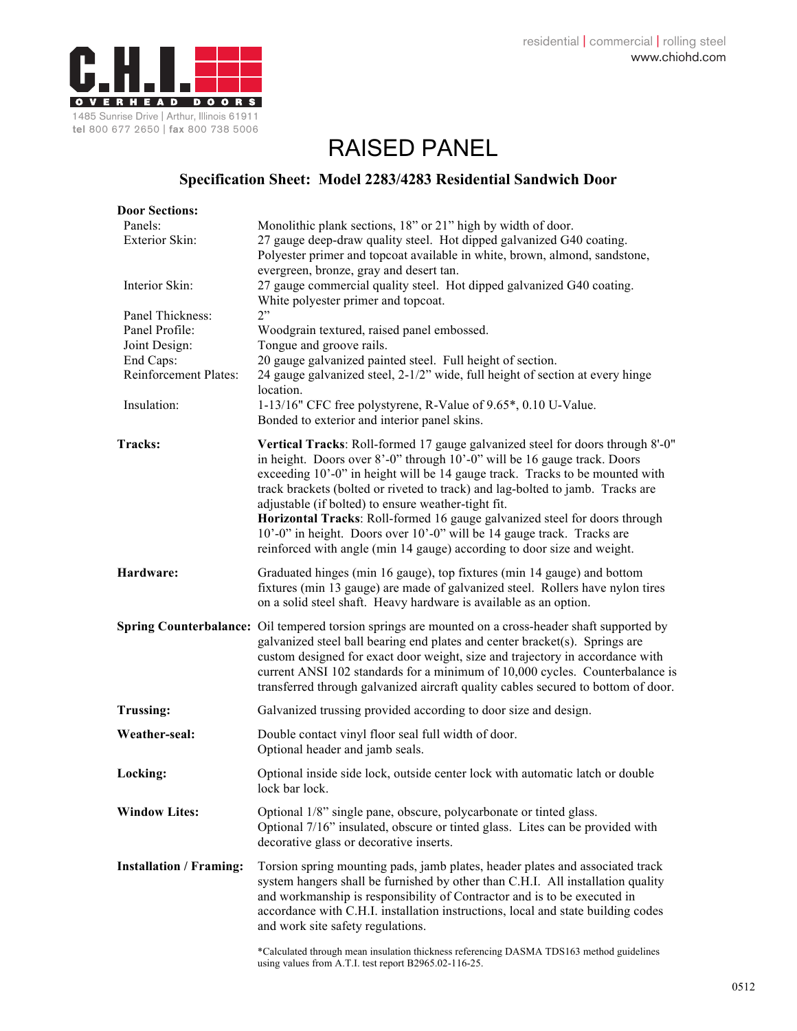C.H.I. OVERHEAD DOORS

1485 Sunrise Drive | Arthur, Illinois 61911
**tel** 800 677 2650 | **fax** 800 738 5006

residential | commercial | rolling steel
www.chiohd.com

# RAISED PANEL

## Specification Sheet: Model 2283/4283 Residential Sandwich Door

**Door Sections:**

| | |
|---|---|
| Panels: | Monolithic plank sections, 18" or 21" high by width of door. |
| Exterior Skin: | 27 gauge deep-draw quality steel. Hot dipped galvanized G40 coating. Polyester primer and topcoat available in white, brown, almond, sandstone, evergreen, bronze, gray and desert tan. |
| Interior Skin: | 27 gauge commercial quality steel. Hot dipped galvanized G40 coating. White polyester primer and topcoat. |
| Panel Thickness: | 2" |
| Panel Profile: | Woodgrain textured, raised panel embossed. |
| Joint Design: | Tongue and groove rails. |
| End Caps: | 20 gauge galvanized painted steel. Full height of section. |
| Reinforcement Plates: | 24 gauge galvanized steel, 2-1/2" wide, full height of section at every hinge location. |
| Insulation: | 1-13/16" CFC free polystyrene, R-Value of 9.65*, 0.10 U-Value. Bonded to exterior and interior panel skins. |

**Tracks:** **Vertical Tracks**: Roll-formed 17 gauge galvanized steel for doors through 8'-0" in height. Doors over 8'-0" through 10'-0" will be 16 gauge track. Doors exceeding 10'-0" in height will be 14 gauge track. Tracks to be mounted with track brackets (bolted or riveted to track) and lag-bolted to jamb. Tracks are adjustable (if bolted) to ensure weather-tight fit.
**Horizontal Tracks**: Roll-formed 16 gauge galvanized steel for doors through 10'-0" in height. Doors over 10'-0" will be 14 gauge track. Tracks are reinforced with angle (min 14 gauge) according to door size and weight.

**Hardware:** Graduated hinges (min 16 gauge), top fixtures (min 14 gauge) and bottom fixtures (min 13 gauge) are made of galvanized steel. Rollers have nylon tires on a solid steel shaft. Heavy hardware is available as an option.

**Spring Counterbalance:** Oil tempered torsion springs are mounted on a cross-header shaft supported by galvanized steel ball bearing end plates and center bracket(s). Springs are custom designed for exact door weight, size and trajectory in accordance with current ANSI 102 standards for a minimum of 10,000 cycles. Counterbalance is transferred through galvanized aircraft quality cables secured to bottom of door.

**Trussing:** Galvanized trussing provided according to door size and design.

**Weather-seal:** Double contact vinyl floor seal full width of door. Optional header and jamb seals.

**Locking:** Optional inside side lock, outside center lock with automatic latch or double lock bar lock.

**Window Lites:** Optional 1/8" single pane, obscure, polycarbonate or tinted glass. Optional 7/16" insulated, obscure or tinted glass. Lites can be provided with decorative glass or decorative inserts.

**Installation / Framing:** Torsion spring mounting pads, jamb plates, header plates and associated track system hangers shall be furnished by other than C.H.I. All installation quality and workmanship is responsibility of Contractor and is to be executed in accordance with C.H.I. installation instructions, local and state building codes and work site safety regulations.

*Calculated through mean insulation thickness referencing DASMA TDS163 method guidelines using values from A.T.I. test report B2965.02-116-25.

0512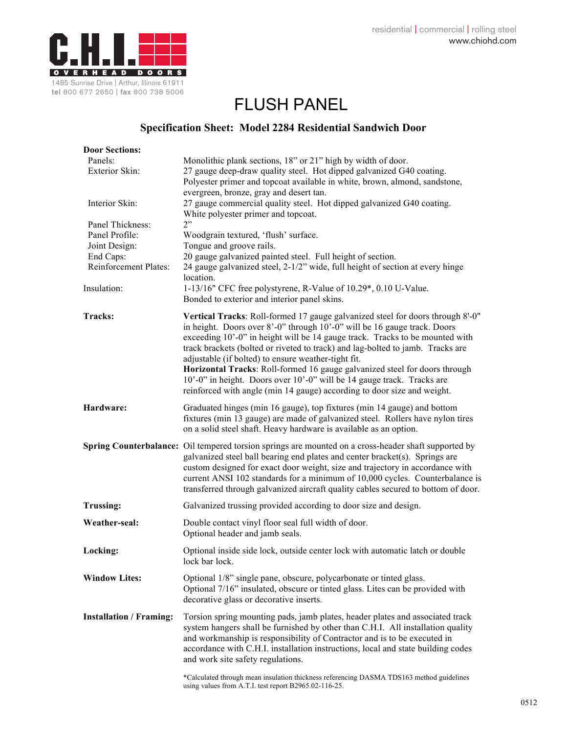C.H.I. OVERHEAD DOORS

1485 Sunrise Drive | Arthur, Illinois 61911
tel 800 677 2650 | fax 800 738 5006

residential | commercial | rolling steel
www.chiohd.com

# FLUSH PANEL

## Specification Sheet: Model 2284 Residential Sandwich Door

**Door Sections:**

| | |
|---|---|
| Panels: | Monolithic plank sections, 18" or 21" high by width of door. |
| Exterior Skin: | 27 gauge deep-draw quality steel. Hot dipped galvanized G40 coating. Polyester primer and topcoat available in white, brown, almond, sandstone, evergreen, bronze, gray and desert tan. |
| Interior Skin: | 27 gauge commercial quality steel. Hot dipped galvanized G40 coating. White polyester primer and topcoat. |
| Panel Thickness: | 2" |
| Panel Profile: | Woodgrain textured, 'flush' surface. |
| Joint Design: | Tongue and groove rails. |
| End Caps: | 20 gauge galvanized painted steel. Full height of section. |
| Reinforcement Plates: | 24 gauge galvanized steel, 2-1/2" wide, full height of section at every hinge location. |
| Insulation: | 1-13/16" CFC free polystyrene, R-Value of 10.29*, 0.10 U-Value. Bonded to exterior and interior panel skins. |

**Tracks:** **Vertical Tracks**: Roll-formed 17 gauge galvanized steel for doors through 8'-0" in height. Doors over 8'-0" through 10'-0" will be 16 gauge track. Doors exceeding 10'-0" in height will be 14 gauge track. Tracks to be mounted with track brackets (bolted or riveted to track) and lag-bolted to jamb. Tracks are adjustable (if bolted) to ensure weather-tight fit.
**Horizontal Tracks**: Roll-formed 16 gauge galvanized steel for doors through 10'-0" in height. Doors over 10'-0" will be 14 gauge track. Tracks are reinforced with angle (min 14 gauge) according to door size and weight.

**Hardware:** Graduated hinges (min 16 gauge), top fixtures (min 14 gauge) and bottom fixtures (min 13 gauge) are made of galvanized steel. Rollers have nylon tires on a solid steel shaft. Heavy hardware is available as an option.

**Spring Counterbalance:** Oil tempered torsion springs are mounted on a cross-header shaft supported by galvanized steel ball bearing end plates and center bracket(s). Springs are custom designed for exact door weight, size and trajectory in accordance with current ANSI 102 standards for a minimum of 10,000 cycles. Counterbalance is transferred through galvanized aircraft quality cables secured to bottom of door.

**Trussing:** Galvanized trussing provided according to door size and design.

**Weather-seal:** Double contact vinyl floor seal full width of door. Optional header and jamb seals.

**Locking:** Optional inside side lock, outside center lock with automatic latch or double lock bar lock.

**Window Lites:** Optional 1/8" single pane, obscure, polycarbonate or tinted glass. Optional 7/16" insulated, obscure or tinted glass. Lites can be provided with decorative glass or decorative inserts.

**Installation / Framing:** Torsion spring mounting pads, jamb plates, header plates and associated track system hangers shall be furnished by other than C.H.I. All installation quality and workmanship is responsibility of Contractor and is to be executed in accordance with C.H.I. installation instructions, local and state building codes and work site safety regulations.

*Calculated through mean insulation thickness referencing DASMA TDS163 method guidelines using values from A.T.I. test report B2965.02-116-25.

0512